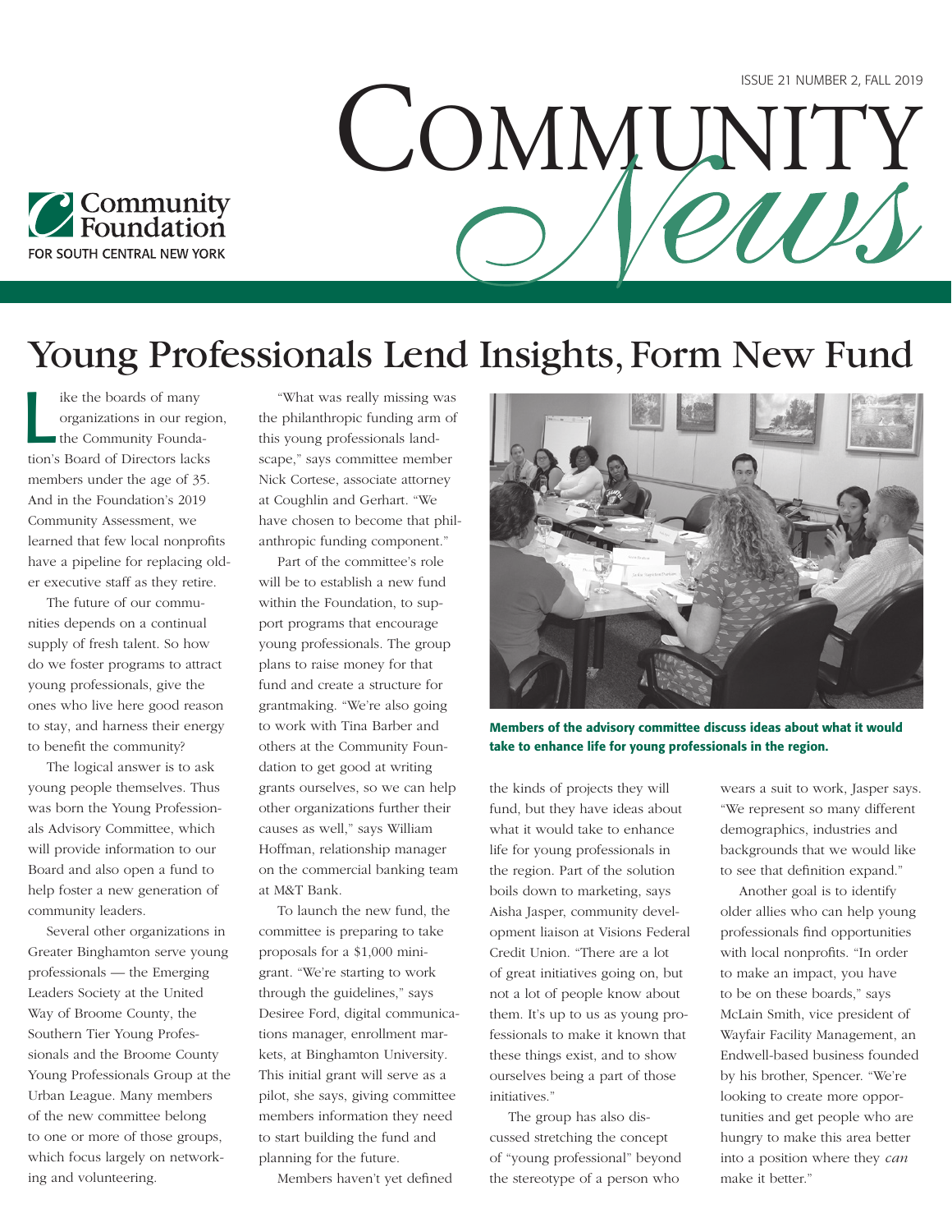ISSUE 21 NUMBER 2, FALL 2019

Community Foundation FOR SOUTH CENTRAL NEW YORK

# COMMUNITY *News*

## Young Professionals Lend Insights, Form New Fund

Like the boards of many organizations in our region, the Community Foundation's Board of Directors lacks members under the age of 35. And in the Foundation's 2019 Community Assessment, we learned that few local nonprofits have a pipeline for replacing older executive staff as they retire.

The future of our communities depends on a continual supply of fresh talent. So how do we foster programs to attract young professionals, give the ones who live here good reason to stay, and harness their energy to benefit the community?

The logical answer is to ask young people themselves. Thus was born the Young Professionals Advisory Committee, which will provide information to our Board and also open a fund to help foster a new generation of community leaders.

Several other organizations in Greater Binghamton serve young professionals — the Emerging Leaders Society at the United Way of Broome County, the Southern Tier Young Professionals and the Broome County Young Professionals Group at the Urban League. Many members of the new committee belong to one or more of those groups, which focus largely on networking and volunteering.

"What was really missing was the philanthropic funding arm of this young professionals landscape," says committee member Nick Cortese, associate attorney at Coughlin and Gerhart. "We have chosen to become that philanthropic funding component."

Part of the committee's role will be to establish a new fund within the Foundation, to support programs that encourage young professionals. The group plans to raise money for that fund and create a structure for grantmaking. "We're also going to work with Tina Barber and others at the Community Foundation to get good at writing grants ourselves, so we can help other organizations further their causes as well," says William Hoffman, relationship manager on the commercial banking team at M&T Bank.

To launch the new fund, the committee is preparing to take proposals for a $1,000 mini-grant. "We're starting to work through the guidelines," says Desiree Ford, digital communications manager, enrollment markets, at Binghamton University. This initial grant will serve as a pilot, she says, giving committee members information they need to start building the fund and planning for the future.

**Members of the advisory committee discuss ideas about what it would take to enhance life for young professionals in the region.**

Members haven't yet defined the kinds of projects they will fund, but they have ideas about what it would take to enhance life for young professionals in the region. Part of the solution boils down to marketing, says Aisha Jasper, community development liaison at Visions Federal Credit Union. "There are a lot of great initiatives going on, but not a lot of people know about them. It's up to us as young professionals to make it known that these things exist, and to show ourselves being a part of those initiatives."

The group has also discussed stretching the concept of "young professional" beyond the stereotype of a person who wears a suit to work, Jasper says. "We represent so many different demographics, industries and backgrounds that we would like to see that definition expand."

Another goal is to identify older allies who can help young professionals find opportunities with local nonprofits. "In order to make an impact, you have to be on these boards," says McLain Smith, vice president of Wayfair Facility Management, an Endwell-based business founded by his brother, Spencer. "We're looking to create more opportunities and get people who are hungry to make this area better into a position where they *can* make it better."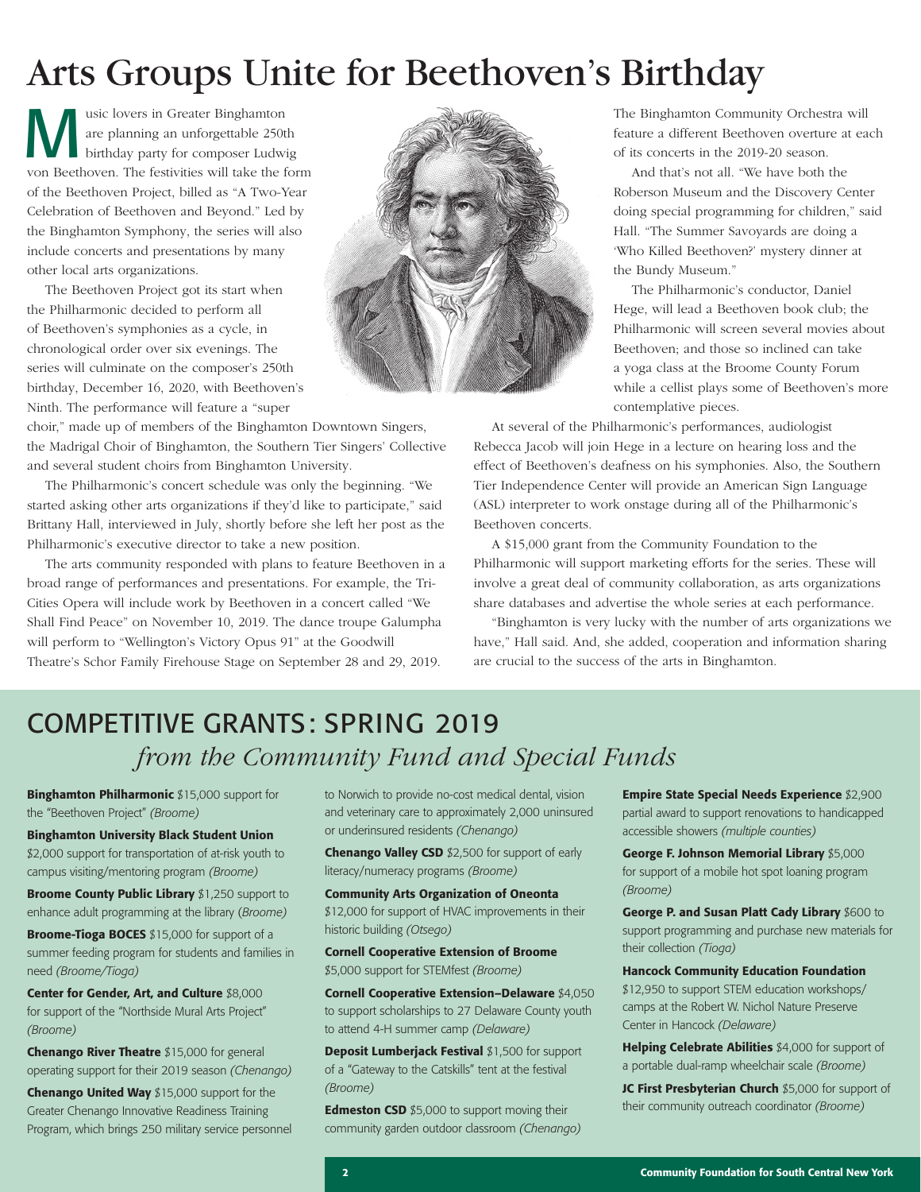# Arts Groups Unite for Beethoven's Birthday

Music lovers in Greater Binghamton are planning an unforgettable 250th birthday party for composer Ludwig von Beethoven. The festivities will take the form of the Beethoven Project, billed as "A Two-Year Celebration of Beethoven and Beyond." Led by the Binghamton Symphony, the series will also include concerts and presentations by many other local arts organizations.

The Beethoven Project got its start when the Philharmonic decided to perform all of Beethoven's symphonies as a cycle, in chronological order over six evenings. The series will culminate on the composer's 250th birthday, December 16, 2020, with Beethoven's Ninth. The performance will feature a "super choir," made up of members of the Binghamton Downtown Singers, the Madrigal Choir of Binghamton, the Southern Tier Singers' Collective and several student choirs from Binghamton University.

The Philharmonic's concert schedule was only the beginning. "We started asking other arts organizations if they'd like to participate," said Brittany Hall, interviewed in July, shortly before she left her post as the Philharmonic's executive director to take a new position.

The arts community responded with plans to feature Beethoven in a broad range of performances and presentations. For example, the Tri-Cities Opera will include work by Beethoven in a concert called "We Shall Find Peace" on November 10, 2019. The dance troupe Galumpha will perform to "Wellington's Victory Opus 91" at the Goodwill Theatre's Schor Family Firehouse Stage on September 28 and 29, 2019. The Binghamton Community Orchestra will feature a different Beethoven overture at each of its concerts in the 2019-20 season.

And that's not all. "We have both the Roberson Museum and the Discovery Center doing special programming for children," said Hall. "The Summer Savoyards are doing a 'Who Killed Beethoven?' mystery dinner at the Bundy Museum."

The Philharmonic's conductor, Daniel Hege, will lead a Beethoven book club; the Philharmonic will screen several movies about Beethoven; and those so inclined can take a yoga class at the Broome County Forum while a cellist plays some of Beethoven's more contemplative pieces.

At several of the Philharmonic's performances, audiologist Rebecca Jacob will join Hege in a lecture on hearing loss and the effect of Beethoven's deafness on his symphonies. Also, the Southern Tier Independence Center will provide an American Sign Language (ASL) interpreter to work onstage during all of the Philharmonic's Beethoven concerts.

A $15,000 grant from the Community Foundation to the Philharmonic will support marketing efforts for the series. These will involve a great deal of community collaboration, as arts organizations share databases and advertise the whole series at each performance.

"Binghamton is very lucky with the number of arts organizations we have," Hall said. And, she added, cooperation and information sharing are crucial to the success of the arts in Binghamton.

## COMPETITIVE GRANTS: SPRING 2019
### *from the Community Fund and Special Funds*

**Binghamton Philharmonic** $15,000 support for the "Beethoven Project" *(Broome)*

**Binghamton University Black Student Union** $2,000 support for transportation of at-risk youth to campus visiting/mentoring program *(Broome)*

**Broome County Public Library** $1,250 support to enhance adult programming at the library *(Broome)*

**Broome-Tioga BOCES** $15,000 for support of a summer feeding program for students and families in need *(Broome/Tioga)*

**Center for Gender, Art, and Culture** $8,000 for support of the "Northside Mural Arts Project" *(Broome)*

**Chenango River Theatre** $15,000 for general operating support for their 2019 season *(Chenango)*

**Chenango United Way** $15,000 support for the Greater Chenango Innovative Readiness Training Program, which brings 250 military service personnel to Norwich to provide no-cost medical dental, vision and veterinary care to approximately 2,000 uninsured or underinsured residents *(Chenango)*

**Chenango Valley CSD** $2,500 for support of early literacy/numeracy programs *(Broome)*

**Community Arts Organization of Oneonta** $12,000 for support of HVAC improvements in their historic building *(Otsego)*

**Cornell Cooperative Extension of Broome** $5,000 support for STEMfest *(Broome)*

**Cornell Cooperative Extension–Delaware** $4,050 to support scholarships to 27 Delaware County youth to attend 4-H summer camp *(Delaware)*

**Deposit Lumberjack Festival** $1,500 for support of a "Gateway to the Catskills" tent at the festival *(Broome)*

**Edmeston CSD** $5,000 to support moving their community garden outdoor classroom *(Chenango)*

**Empire State Special Needs Experience** $2,900 partial award to support renovations to handicapped accessible showers *(multiple counties)*

**George F. Johnson Memorial Library** $5,000 for support of a mobile hot spot loaning program *(Broome)*

**George P. and Susan Platt Cady Library** $600 to support programming and purchase new materials for their collection *(Tioga)*

**Hancock Community Education Foundation** $12,950 to support STEM education workshops/camps at the Robert W. Nichol Nature Preserve Center in Hancock *(Delaware)*

**Helping Celebrate Abilities** $4,000 for support of a portable dual-ramp wheelchair scale *(Broome)*

**JC First Presbyterian Church** $5,000 for support of their community outreach coordinator *(Broome)*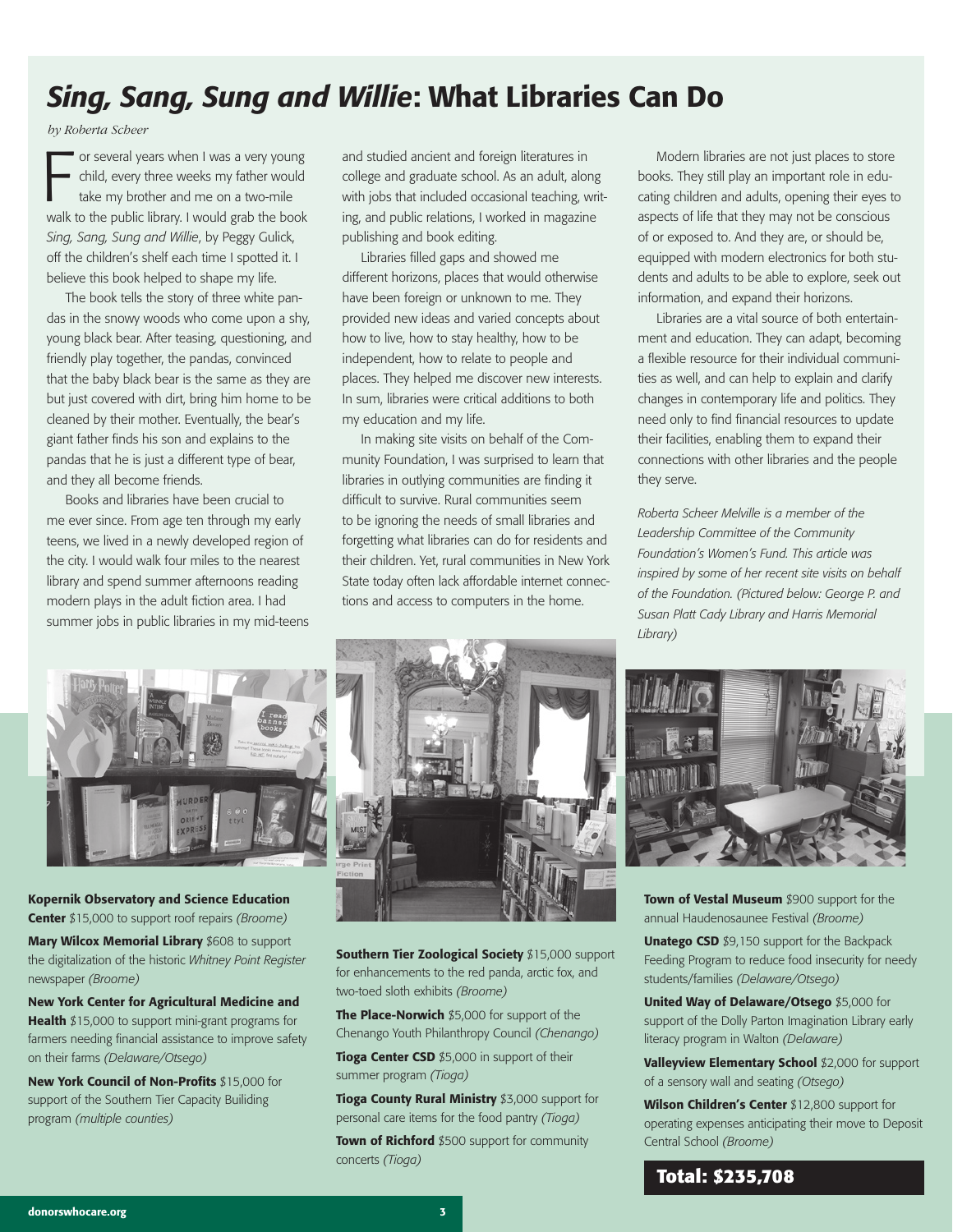# *Sing, Sang, Sung and Willie*: What Libraries Can Do

*by Roberta Scheer*

For several years when I was a very young child, every three weeks my father would take my brother and me on a two-mile walk to the public library. I would grab the book *Sing, Sang, Sung and Willie*, by Peggy Gulick, off the children's shelf each time I spotted it. I believe this book helped to shape my life.

The book tells the story of three white pandas in the snowy woods who come upon a shy, young black bear. After teasing, questioning, and friendly play together, the pandas, convinced that the baby black bear is the same as they are but just covered with dirt, bring him home to be cleaned by their mother. Eventually, the bear's giant father finds his son and explains to the pandas that he is just a different type of bear, and they all become friends.

Books and libraries have been crucial to me ever since. From age ten through my early teens, we lived in a newly developed region of the city. I would walk four miles to the nearest library and spend summer afternoons reading modern plays in the adult fiction area. I had summer jobs in public libraries in my mid-teens and studied ancient and foreign literatures in college and graduate school. As an adult, along with jobs that included occasional teaching, writing, and public relations, I worked in magazine publishing and book editing.

Libraries filled gaps and showed me different horizons, places that would otherwise have been foreign or unknown to me. They provided new ideas and varied concepts about how to live, how to stay healthy, how to be independent, how to relate to people and places. They helped me discover new interests. In sum, libraries were critical additions to both my education and my life.

In making site visits on behalf of the Community Foundation, I was surprised to learn that libraries in outlying communities are finding it difficult to survive. Rural communities seem to be ignoring the needs of small libraries and forgetting what libraries can do for residents and their children. Yet, rural communities in New York State today often lack affordable internet connections and access to computers in the home.

Modern libraries are not just places to store books. They still play an important role in educating children and adults, opening their eyes to aspects of life that they may not be conscious of or exposed to. And they are, or should be, equipped with modern electronics for both students and adults to be able to explore, seek out information, and expand their horizons.

Libraries are a vital source of both entertainment and education. They can adapt, becoming a flexible resource for their individual communities as well, and can help to explain and clarify changes in contemporary life and politics. They need only to find financial resources to update their facilities, enabling them to expand their connections with other libraries and the people they serve.

*Roberta Scheer Melville is a member of the Leadership Committee of the Community Foundation's Women's Fund. This article was inspired by some of her recent site visits on behalf of the Foundation. (Pictured below: George P. and Susan Platt Cady Library and Harris Memorial Library)*

**Kopernik Observatory and Science Education Center** $15,000 to support roof repairs *(Broome)*

**Mary Wilcox Memorial Library** $608 to support the digitalization of the historic *Whitney Point Register* newspaper *(Broome)*

**New York Center for Agricultural Medicine and Health** $15,000 to support mini-grant programs for farmers needing financial assistance to improve safety on their farms *(Delaware/Otsego)*

**New York Council of Non-Profits** $15,000 for support of the Southern Tier Capacity Builiding program *(multiple counties)*

**Southern Tier Zoological Society** $15,000 support for enhancements to the red panda, arctic fox, and two-toed sloth exhibits *(Broome)*

**The Place-Norwich** $5,000 for support of the Chenango Youth Philanthropy Council *(Chenango)*

**Tioga Center CSD** $5,000 in support of their summer program *(Tioga)*

**Tioga County Rural Ministry** $3,000 support for personal care items for the food pantry *(Tioga)*

**Town of Richford** $500 support for community concerts *(Tioga)*

**Town of Vestal Museum** $900 support for the annual Haudenosaunee Festival *(Broome)*

**Unatego CSD** $9,150 support for the Backpack Feeding Program to reduce food insecurity for needy students/families *(Delaware/Otsego)*

**United Way of Delaware/Otsego** $5,000 for support of the Dolly Parton Imagination Library early literacy program in Walton *(Delaware)*

**Valleyview Elementary School** $2,000 for support of a sensory wall and seating *(Otsego)*

**Wilson Children's Center** $12,800 support for operating expenses anticipating their move to Deposit Central School *(Broome)*

**Total: $235,708**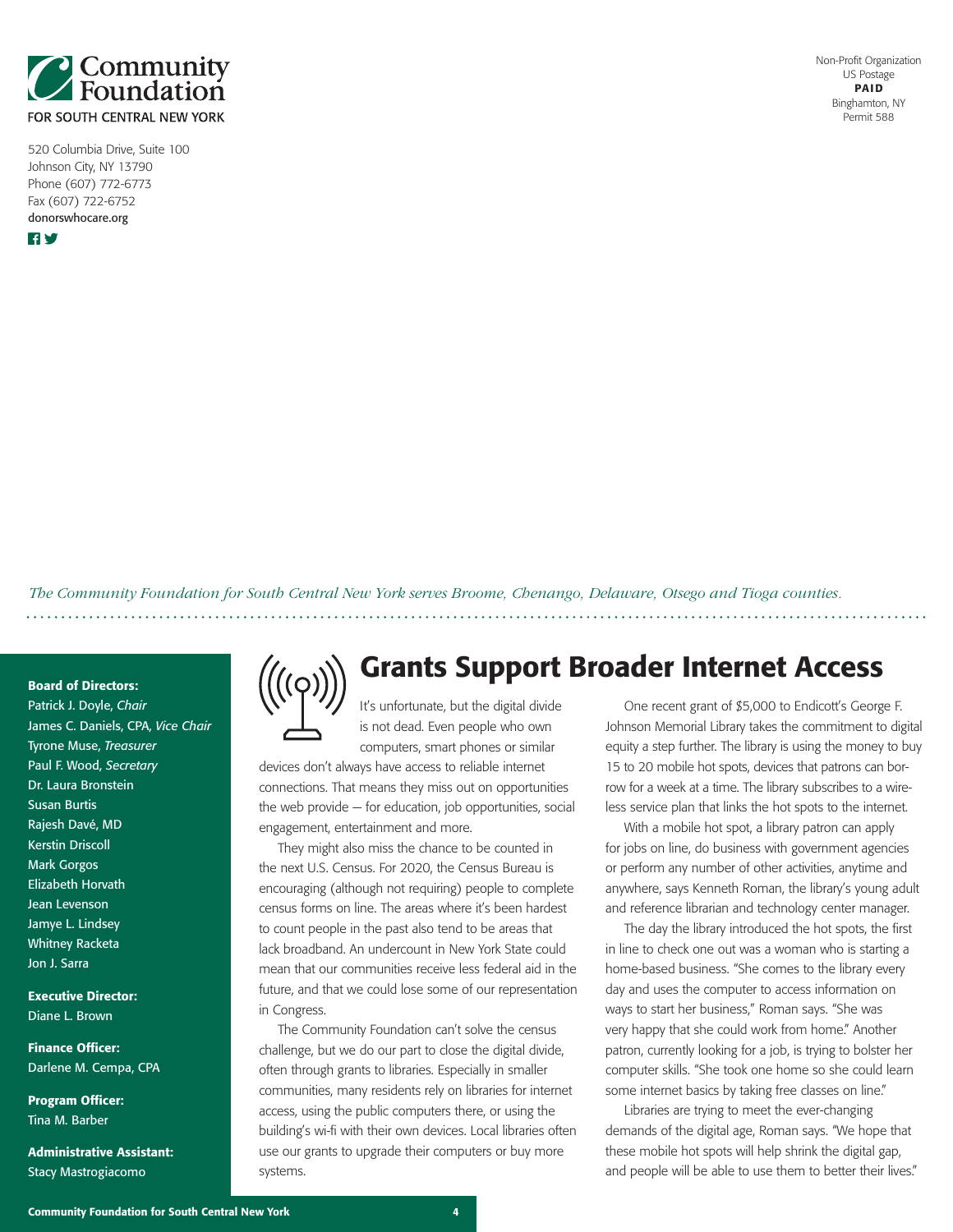**Community Foundation**
FOR SOUTH CENTRAL NEW YORK

520 Columbia Drive, Suite 100
Johnson City, NY 13790
Phone (607) 772-6773
Fax (607) 722-6752
donorswhocare.org

Non-Profit Organization
US Postage
**PAID**
Binghamton, NY
Permit 588

*The Community Foundation for South Central New York serves Broome, Chenango, Delaware, Otsego and Tioga counties.*

**Board of Directors:**
Patrick J. Doyle, *Chair*
James C. Daniels, CPA, *Vice Chair*
Tyrone Muse, *Treasurer*
Paul F. Wood, *Secretary*
Dr. Laura Bronstein
Susan Burtis
Rajesh Davé, MD
Kerstin Driscoll
Mark Gorgos
Elizabeth Horvath
Jean Levenson
Jamye L. Lindsey
Whitney Racketa
Jon J. Sarra

**Executive Director:**
Diane L. Brown

**Finance Officer:**
Darlene M. Cempa, CPA

**Program Officer:**
Tina M. Barber

**Administrative Assistant:**
Stacy Mastrogiacomo

# Grants Support Broader Internet Access

It's unfortunate, but the digital divide is not dead. Even people who own computers, smart phones or similar devices don't always have access to reliable internet connections. That means they miss out on opportunities the web provide — for education, job opportunities, social engagement, entertainment and more.

They might also miss the chance to be counted in the next U.S. Census. For 2020, the Census Bureau is encouraging (although not requiring) people to complete census forms on line. The areas where it's been hardest to count people in the past also tend to be areas that lack broadband. An undercount in New York State could mean that our communities receive less federal aid in the future, and that we could lose some of our representation in Congress.

The Community Foundation can't solve the census challenge, but we do our part to close the digital divide, often through grants to libraries. Especially in smaller communities, many residents rely on libraries for internet access, using the public computers there, or using the building's wi-fi with their own devices. Local libraries often use our grants to upgrade their computers or buy more systems.

One recent grant of $5,000 to Endicott's George F. Johnson Memorial Library takes the commitment to digital equity a step further. The library is using the money to buy 15 to 20 mobile hot spots, devices that patrons can borrow for a week at a time. The library subscribes to a wireless service plan that links the hot spots to the internet.

With a mobile hot spot, a library patron can apply for jobs on line, do business with government agencies or perform any number of other activities, anytime and anywhere, says Kenneth Roman, the library's young adult and reference librarian and technology center manager.

The day the library introduced the hot spots, the first in line to check one out was a woman who is starting a home-based business. "She comes to the library every day and uses the computer to access information on ways to start her business," Roman says. "She was very happy that she could work from home." Another patron, currently looking for a job, is trying to bolster her computer skills. "She took one home so she could learn some internet basics by taking free classes on line."

Libraries are trying to meet the ever-changing demands of the digital age, Roman says. "We hope that these mobile hot spots will help shrink the digital gap, and people will be able to use them to better their lives."